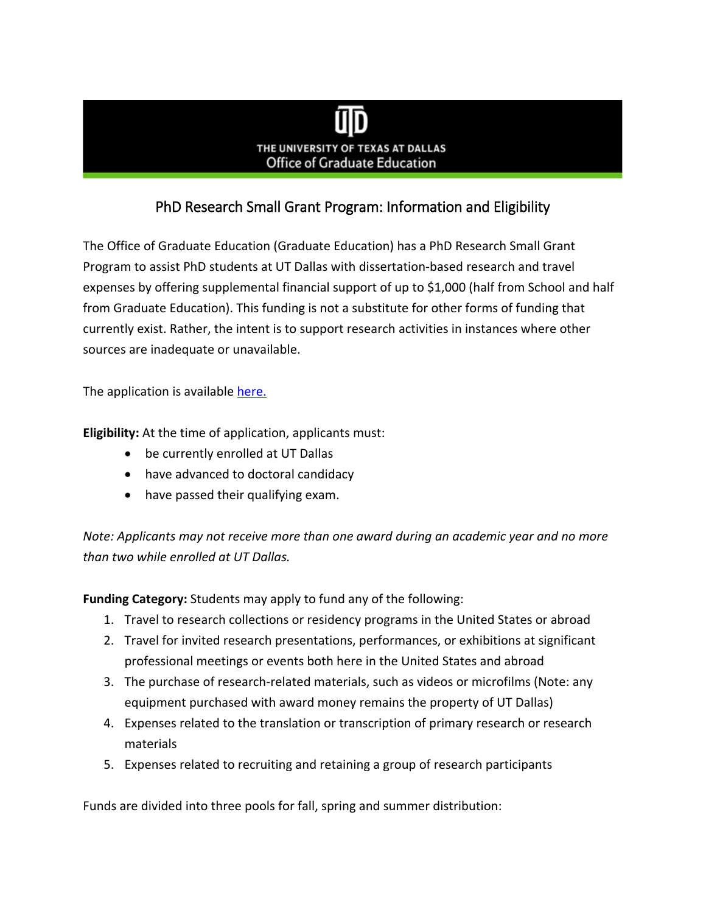THE UNIVERSITY OF TEXAS AT DALLAS
Office of Graduate Education

# PhD Research Small Grant Program: Information and Eligibility

The Office of Graduate Education (Graduate Education) has a PhD Research Small Grant Program to assist PhD students at UT Dallas with dissertation-based research and travel expenses by offering supplemental financial support of up to $1,000 (half from School and half from Graduate Education). This funding is not a substitute for other forms of funding that currently exist. Rather, the intent is to support research activities in instances where other sources are inadequate or unavailable.

The application is available [here.]()

**Eligibility:** At the time of application, applicants must:

- be currently enrolled at UT Dallas
- have advanced to doctoral candidacy
- have passed their qualifying exam.

*Note: Applicants may not receive more than one award during an academic year and no more than two while enrolled at UT Dallas.*

**Funding Category:** Students may apply to fund any of the following:

1. Travel to research collections or residency programs in the United States or abroad
2. Travel for invited research presentations, performances, or exhibitions at significant professional meetings or events both here in the United States and abroad
3. The purchase of research-related materials, such as videos or microfilms (Note: any equipment purchased with award money remains the property of UT Dallas)
4. Expenses related to the translation or transcription of primary research or research materials
5. Expenses related to recruiting and retaining a group of research participants

Funds are divided into three pools for fall, spring and summer distribution: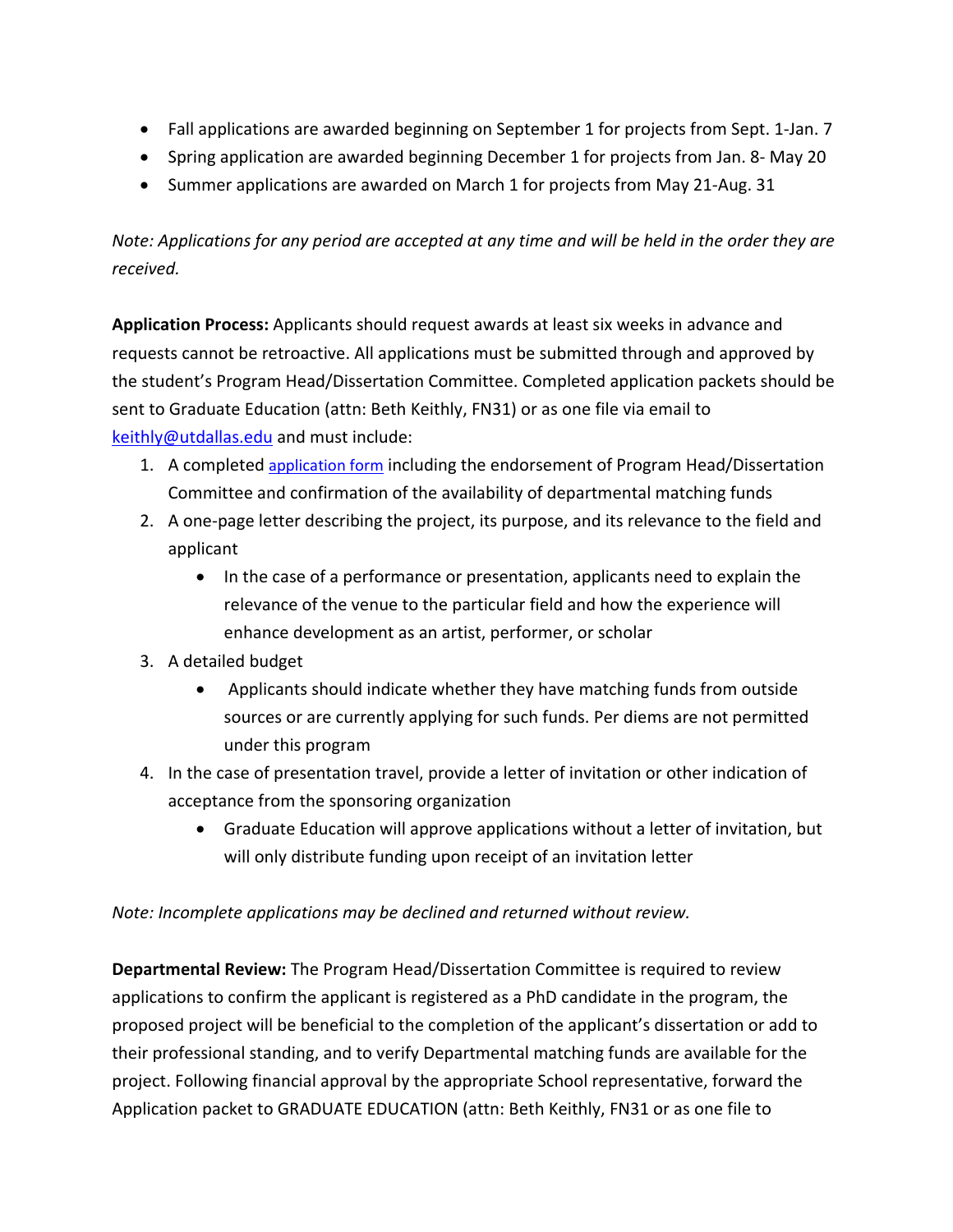- Fall applications are awarded beginning on September 1 for projects from Sept. 1-Jan. 7
- Spring application are awarded beginning December 1 for projects from Jan. 8- May 20
- Summer applications are awarded on March 1 for projects from May 21-Aug. 31

*Note: Applications for any period are accepted at any time and will be held in the order they are received.*

**Application Process:** Applicants should request awards at least six weeks in advance and requests cannot be retroactive. All applications must be submitted through and approved by the student's Program Head/Dissertation Committee. Completed application packets should be sent to Graduate Education (attn: Beth Keithly, FN31) or as one file via email to keithly@utdallas.edu and must include:

1. A completed application form including the endorsement of Program Head/Dissertation Committee and confirmation of the availability of departmental matching funds
2. A one-page letter describing the project, its purpose, and its relevance to the field and applicant
   - In the case of a performance or presentation, applicants need to explain the relevance of the venue to the particular field and how the experience will enhance development as an artist, performer, or scholar
3. A detailed budget
   - Applicants should indicate whether they have matching funds from outside sources or are currently applying for such funds. Per diems are not permitted under this program
4. In the case of presentation travel, provide a letter of invitation or other indication of acceptance from the sponsoring organization
   - Graduate Education will approve applications without a letter of invitation, but will only distribute funding upon receipt of an invitation letter

*Note: Incomplete applications may be declined and returned without review.*

**Departmental Review:** The Program Head/Dissertation Committee is required to review applications to confirm the applicant is registered as a PhD candidate in the program, the proposed project will be beneficial to the completion of the applicant's dissertation or add to their professional standing, and to verify Departmental matching funds are available for the project. Following financial approval by the appropriate School representative, forward the Application packet to GRADUATE EDUCATION (attn: Beth Keithly, FN31 or as one file to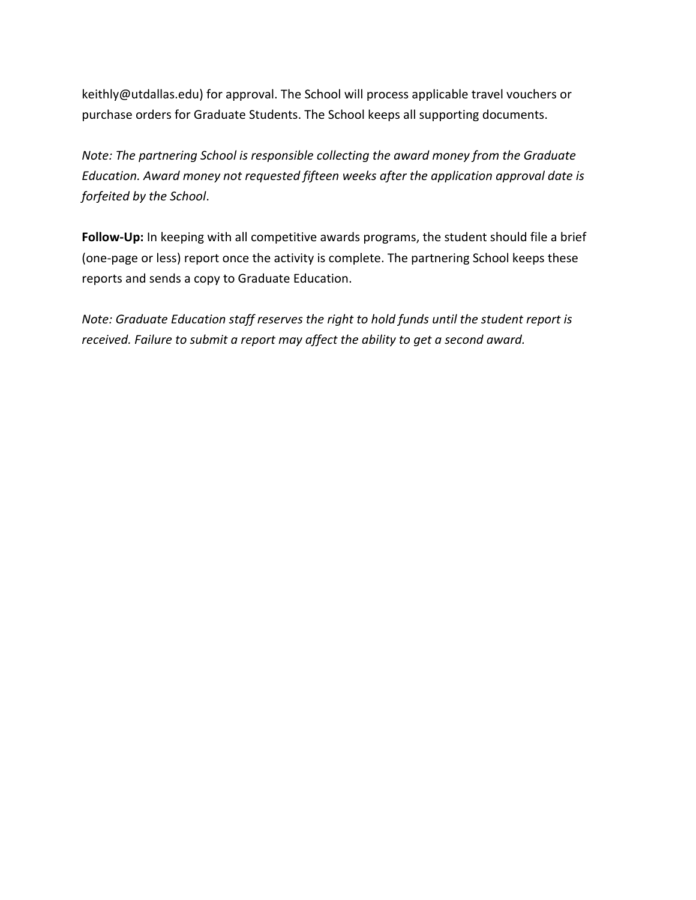keithly@utdallas.edu) for approval. The School will process applicable travel vouchers or purchase orders for Graduate Students. The School keeps all supporting documents.

*Note: The partnering School is responsible collecting the award money from the Graduate Education. Award money not requested fifteen weeks after the application approval date is forfeited by the School*.

**Follow-Up:** In keeping with all competitive awards programs, the student should file a brief (one-page or less) report once the activity is complete. The partnering School keeps these reports and sends a copy to Graduate Education.

*Note: Graduate Education staff reserves the right to hold funds until the student report is received. Failure to submit a report may affect the ability to get a second award.*